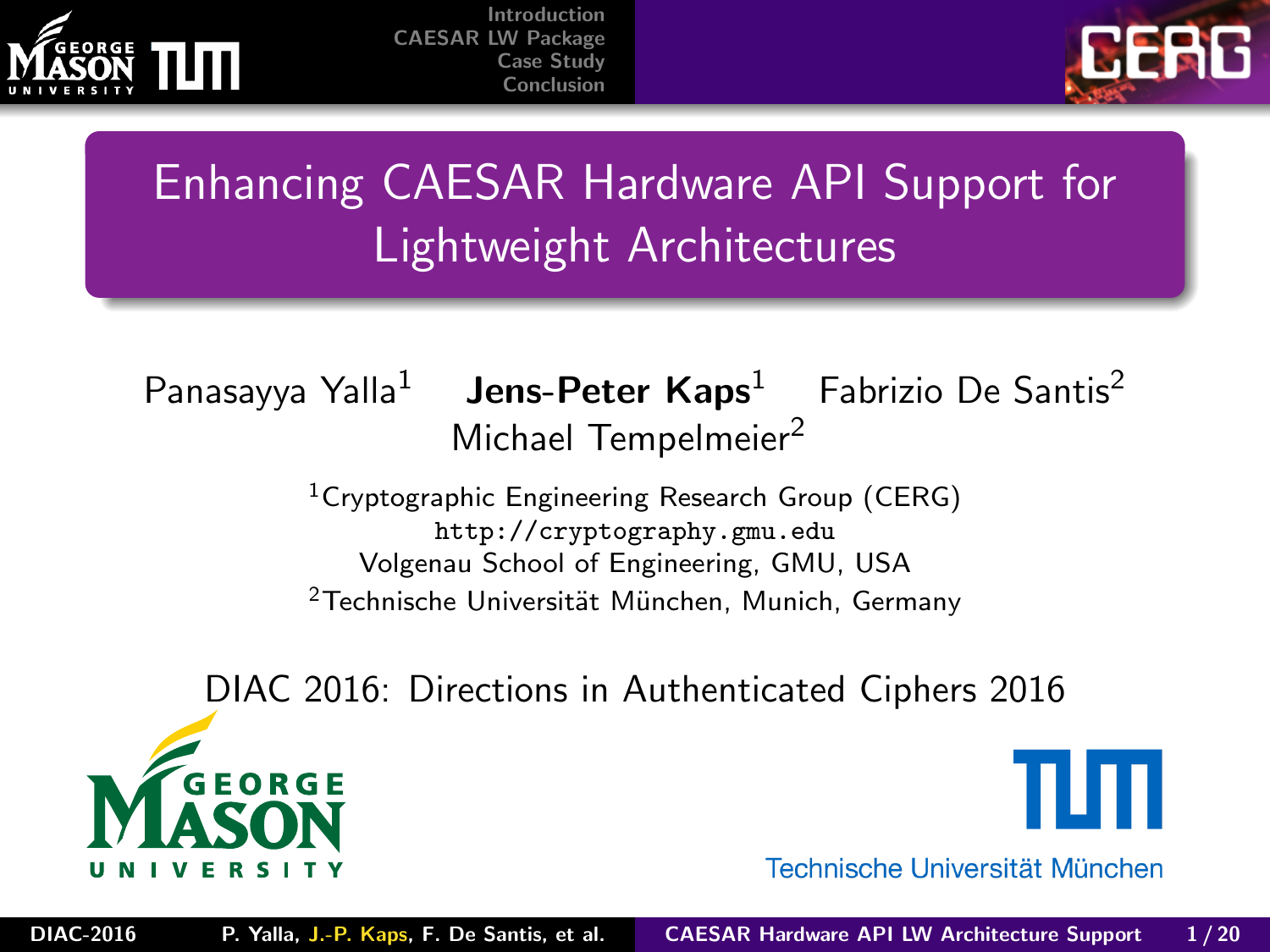# Enhancing CAESAR Hardware API Support for Lightweight Architectures

Panasayya Yalla[1] **Jens-Peter Kaps**[1] Fabrizio De Santis[2]
Michael Tempelmeier[2]

[1]Cryptographic Engineering Research Group (CERG)
http://cryptography.gmu.edu
Volgenau School of Engineering, GMU, USA
[2]Technische Universität München, Munich, Germany

DIAC 2016: Directions in Authenticated Ciphers 2016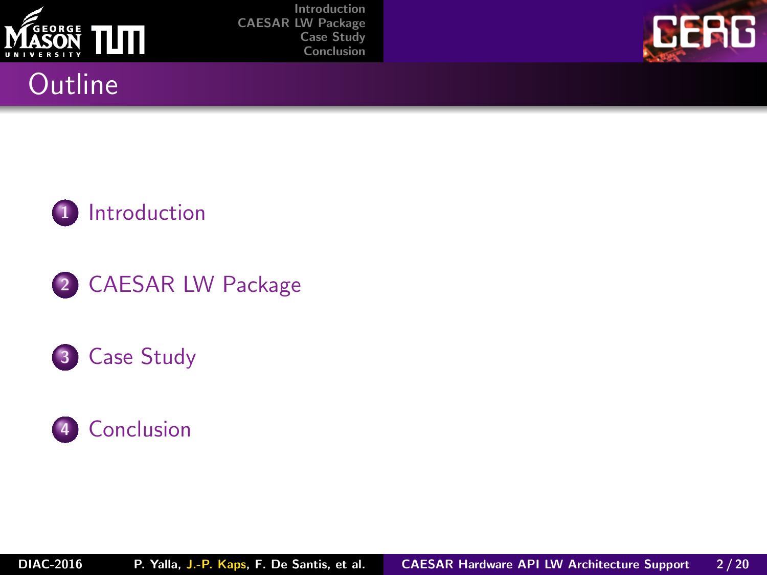# Outline

1. Introduction
2. CAESAR LW Package
3. Case Study
4. Conclusion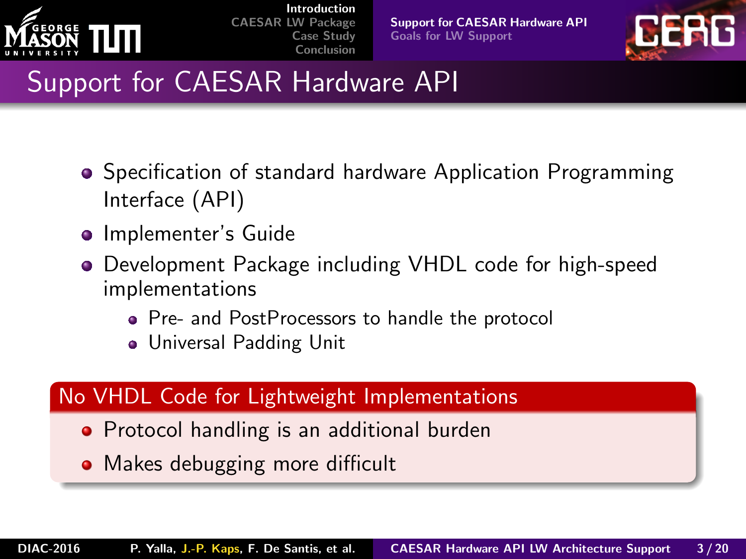# Support for CAESAR Hardware API

- Specification of standard hardware Application Programming Interface (API)
- Implementer's Guide
- Development Package including VHDL code for high-speed implementations
  - Pre- and PostProcessors to handle the protocol
  - Universal Padding Unit

**No VHDL Code for Lightweight Implementations**

- Protocol handling is an additional burden
- Makes debugging more difficult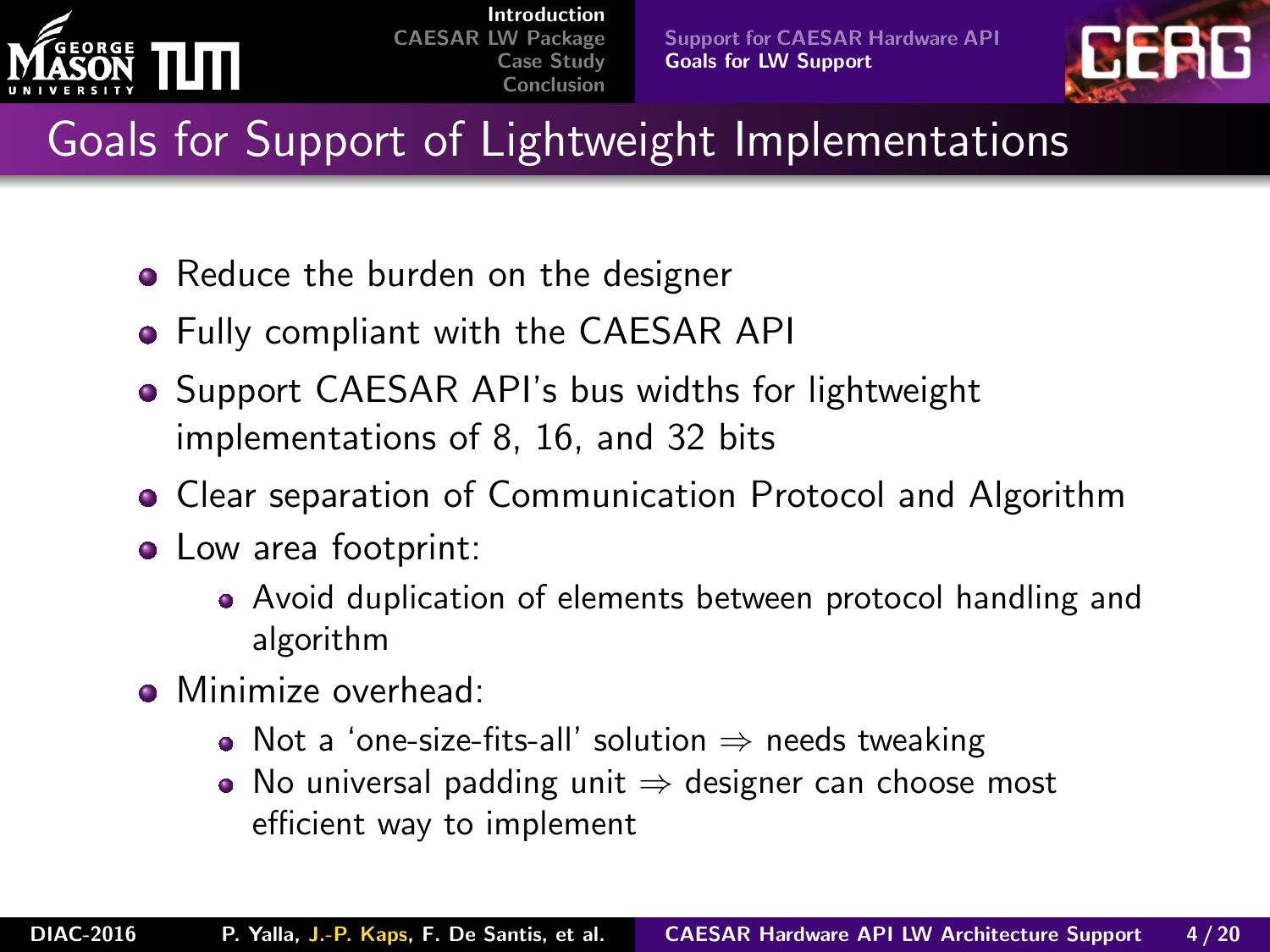# Goals for Support of Lightweight Implementations

- Reduce the burden on the designer
- Fully compliant with the CAESAR API
- Support CAESAR API's bus widths for lightweight implementations of 8, 16, and 32 bits
- Clear separation of Communication Protocol and Algorithm
- Low area footprint:
  - Avoid duplication of elements between protocol handling and algorithm
- Minimize overhead:
  - Not a 'one-size-fits-all' solution $\Rightarrow$ needs tweaking
  - No universal padding unit $\Rightarrow$ designer can choose most efficient way to implement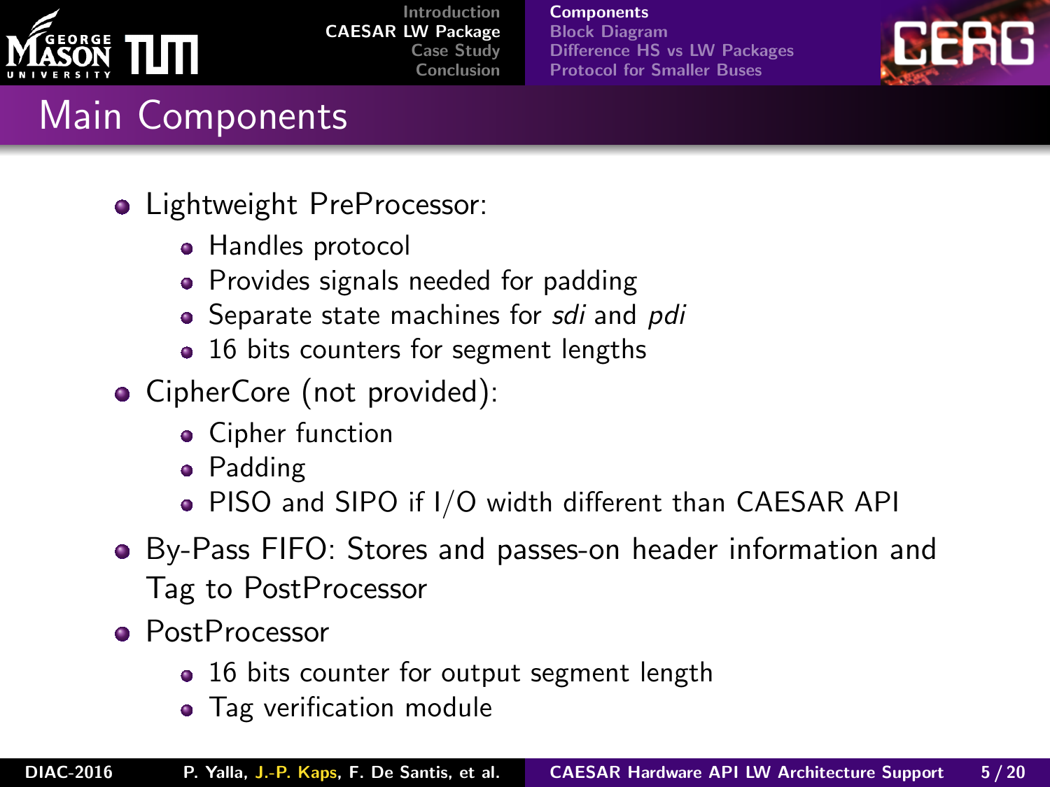# Main Components

- Lightweight PreProcessor:
  - Handles protocol
  - Provides signals needed for padding
  - Separate state machines for *sdi* and *pdi*
  - 16 bits counters for segment lengths
- CipherCore (not provided):
  - Cipher function
  - Padding
  - PISO and SIPO if I/O width different than CAESAR API
- By-Pass FIFO: Stores and passes-on header information and Tag to PostProcessor
- PostProcessor
  - 16 bits counter for output segment length
  - Tag verification module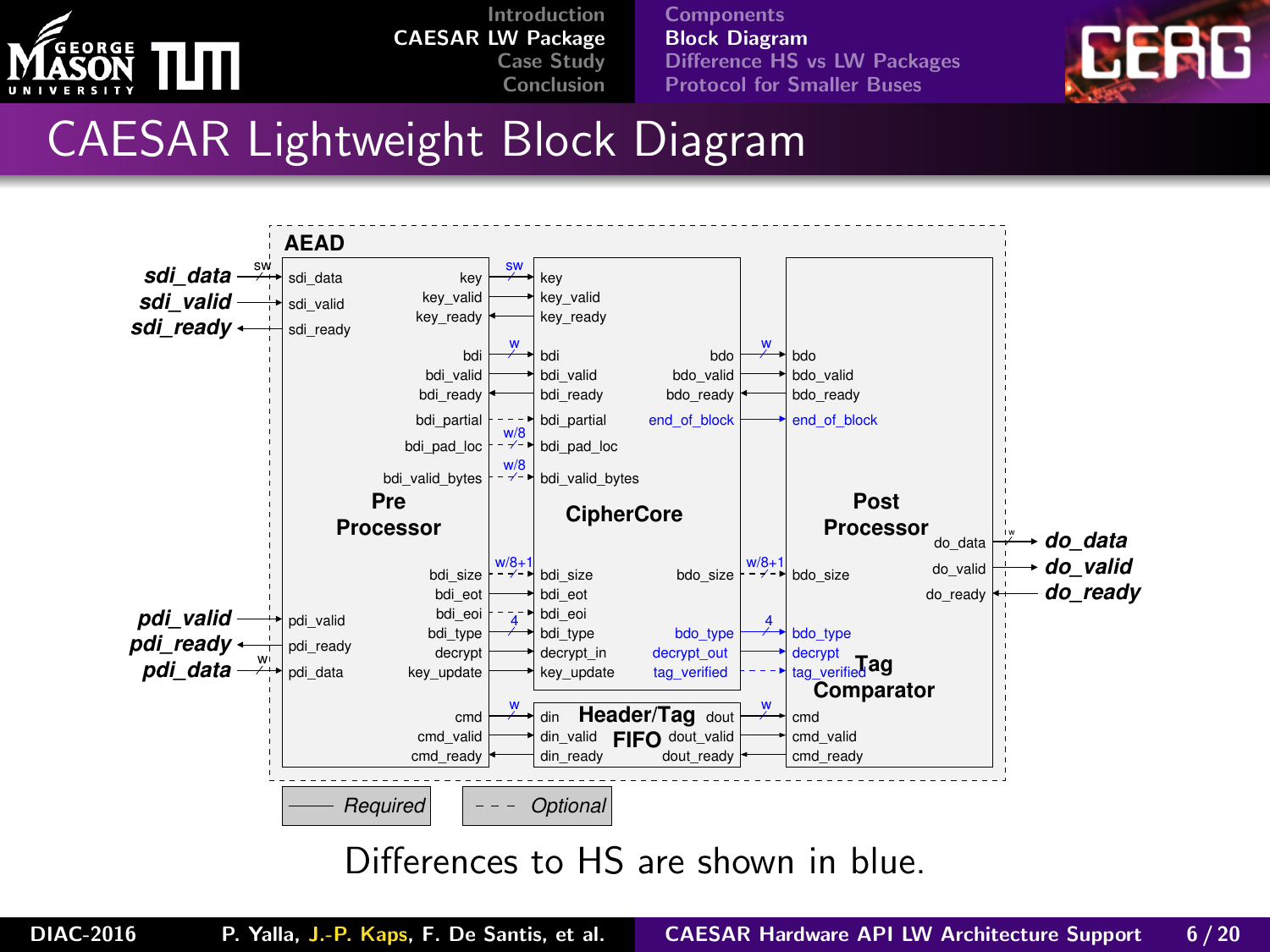# CAESAR Lightweight Block Diagram

AEAD

sdi_data, sdi_valid, sdi_ready

Pre Processor: sdi_data, sdi_valid, sdi_ready, key, key_valid, key_ready, bdi, bdi_valid, bdi_ready, bdi_partial, bdi_pad_loc, bdi_valid_bytes, bdi_size, bdi_eot, bdi_eoi, bdi_type, decrypt, key_update, pdi_valid, pdi_ready, pdi_data, cmd, cmd_valid, cmd_ready

CipherCore: key, key_valid, key_ready, bdi, bdi_valid, bdi_ready, bdi_partial, bdi_pad_loc, bdi_valid_bytes, bdi_size, bdi_eot, bdi_eoi, bdi_type, decrypt_in, key_update, bdo, bdo_valid, bdo_ready, end_of_block, bdo_size, bdo_type, decrypt_out, tag_verified

Header/Tag FIFO: din, din_valid, din_ready, dout, dout_valid, dout_ready

Post Processor / Tag Comparator: bdo, bdo_valid, bdo_ready, end_of_block, bdo_size, bdo_type, decrypt, tag_verified, cmd, cmd_valid, cmd_ready, do_data, do_valid, do_ready

pdi_valid, pdi_ready, pdi_data

do_data, do_valid, do_ready

Widths: sw, w, w/8, w/8+1, 4

Required — Optional - - -

Differences to HS are shown in blue.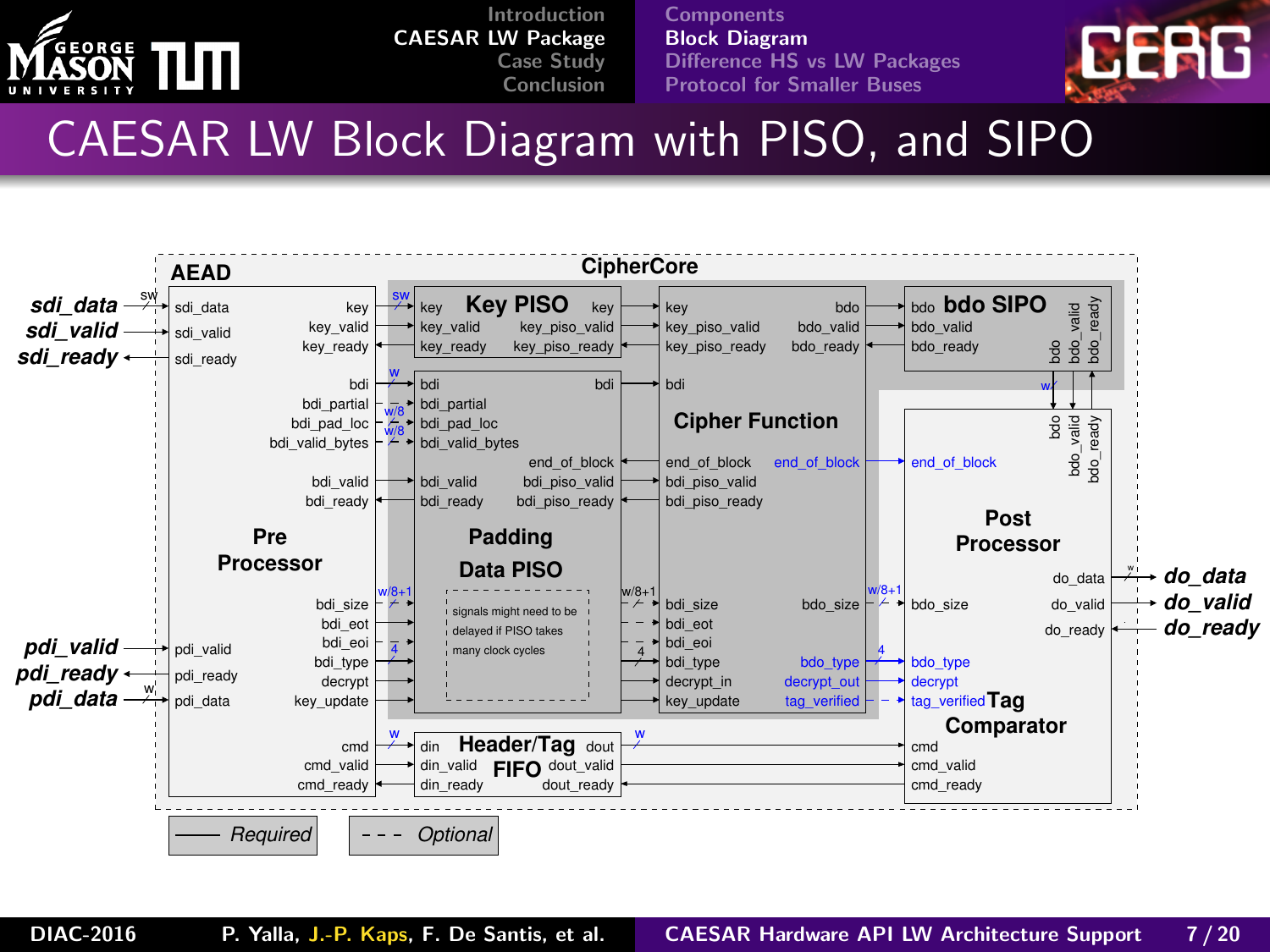# CAESAR LW Block Diagram with PISO, and SIPO

**AEAD**

**CipherCore**

- sdi_data, sdi_valid, sdi_ready → Pre Processor (sdi_data, sdi_valid, sdi_ready)
- Pre Processor outputs: key, key_valid, key_ready, bdi, bdi_partial, bdi_pad_loc, bdi_valid_bytes, bdi_valid, bdi_ready, bdi_size, bdi_eot, bdi_eoi, bdi_type, decrypt, key_update, cmd, cmd_valid, cmd_ready
- pdi_valid, pdi_ready, pdi_data → Pre Processor (pdi_valid, pdi_ready, pdi_data)

**Key PISO**: key, key_valid, key_ready → key, key_piso_valid, key_piso_ready

**Padding Data PISO**: bdi, bdi_partial, bdi_pad_loc, bdi_valid_bytes, bdi_valid, bdi_ready → bdi, end_of_block, bdi_piso_valid, bdi_piso_ready

signals might need to be delayed if PISO takes many clock cycles

**Cipher Function**: key, key_piso_valid, key_piso_ready, bdi, end_of_block, bdi_piso_valid, bdi_piso_ready, bdi_size, bdi_eot, bdi_eoi, bdi_type, decrypt_in, key_update → bdo, bdo_valid, bdo_ready, end_of_block, bdo_size, bdo_type, decrypt_out, tag_verified

**bdo SIPO**: bdo, bdo_valid, bdo_ready

**Header/Tag FIFO**: din, din_valid, din_ready → dout, dout_valid, dout_ready

**Post Processor / Tag Comparator**: bdo, bdo_valid, bdo_ready, end_of_block, bdo_size, bdo_type, decrypt, tag_verified, cmd, cmd_valid, cmd_ready → do_data, do_valid, do_ready

- do_data, do_valid, do_ready

Widths: sw, w, w/8, w/8+1, 4

—— Required - - - Optional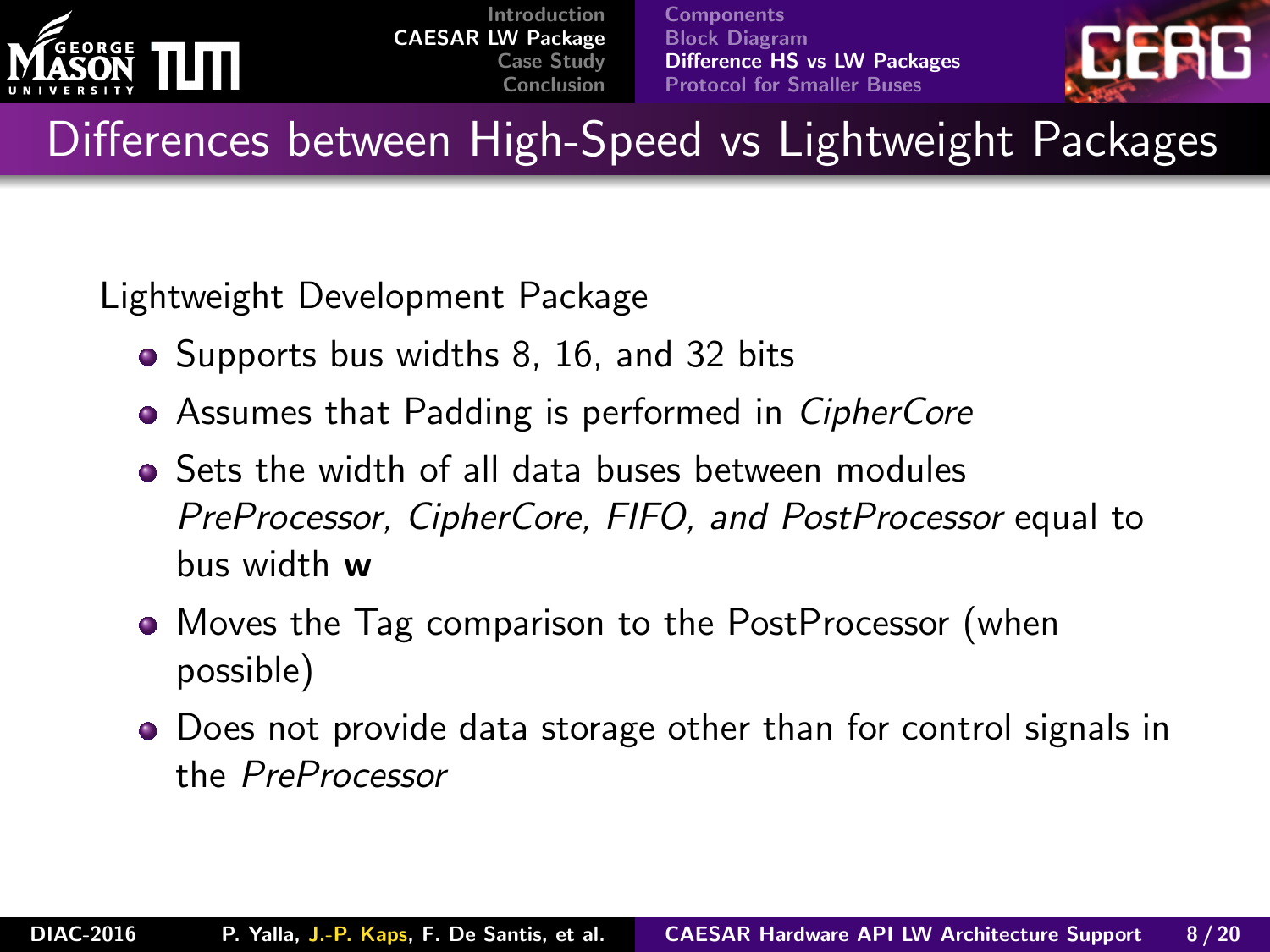# Differences between High-Speed vs Lightweight Packages

Lightweight Development Package

- Supports bus widths 8, 16, and 32 bits
- Assumes that Padding is performed in *CipherCore*
- Sets the width of all data buses between modules *PreProcessor, CipherCore, FIFO, and PostProcessor* equal to bus width **w**
- Moves the Tag comparison to the PostProcessor (when possible)
- Does not provide data storage other than for control signals in the *PreProcessor*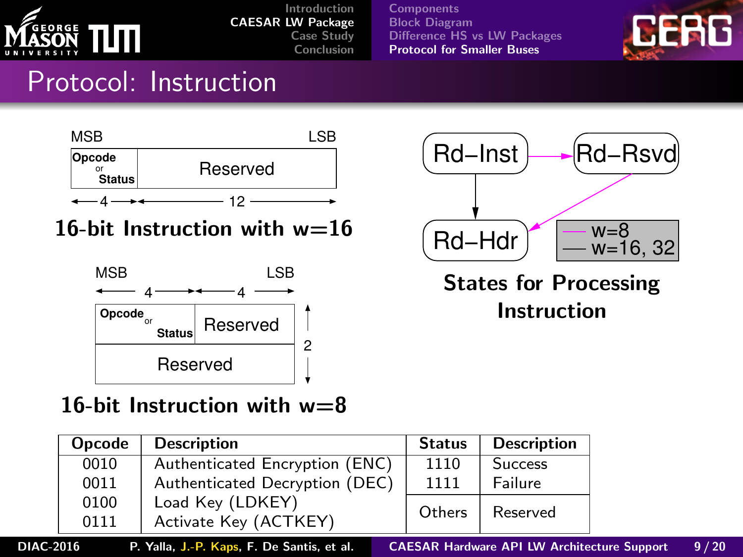# Protocol: Instruction

MSB | LSB

| Opcode or Status | Reserved |
|---|---|
| 4 | 12 |

**16-bit Instruction with w=16**

MSB | LSB

| Opcode or Status (4) | Reserved (4) |
|---|---|
| Reserved | |

(2 rows)

**16-bit Instruction with w=8**

Rd–Inst → Rd–Rsvd (w=8)
Rd–Rsvd → Rd–Hdr (w=8)
Rd–Inst → Rd–Hdr (w=16, 32)

**States for Processing Instruction**

| Opcode | Description | Status | Description |
|---|---|---|---|
| 0010 | Authenticated Encryption (ENC) | 1110 | Success |
| 0011 | Authenticated Decryption (DEC) | 1111 | Failure |
| 0100 | Load Key (LDKEY) | Others | Reserved |
| 0111 | Activate Key (ACTKEY) | | |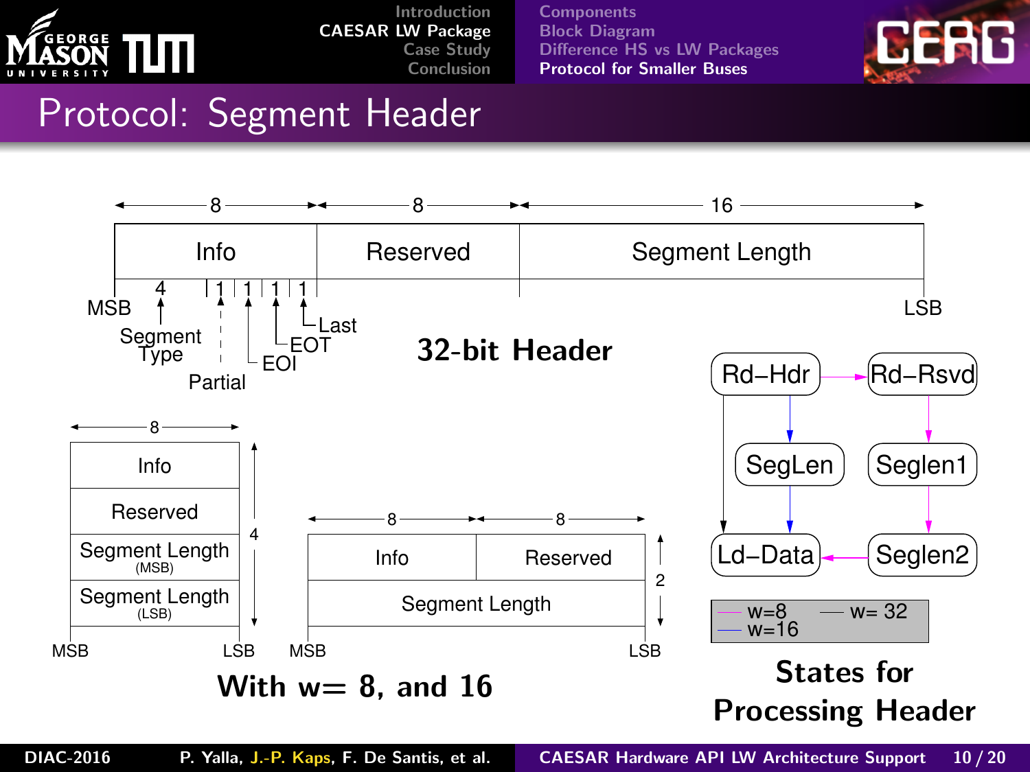# Protocol: Segment Header

| Info (8) | Reserved (8) | Segment Length (16) |
| --- | --- | --- |

MSB — LSB

Info field bits: 4 (Segment Type), 1 (Partial), 1 (EOI), 1 (EOT), 1 (Last)

**32-bit Header**

| Info (8) |
| --- |
| Reserved |
| Segment Length (MSB) |
| Segment Length (LSB) |

4 words, MSB — LSB

| Info (8) | Reserved (8) |
| --- | --- |
| Segment Length | |

2 words, MSB — LSB

**With w= 8, and 16**

Rd–Hdr → Rd–Rsvd

SegLen

Seglen1

Ld–Data ← Seglen2

w=8 w= 32 w=16

**States for Processing Header**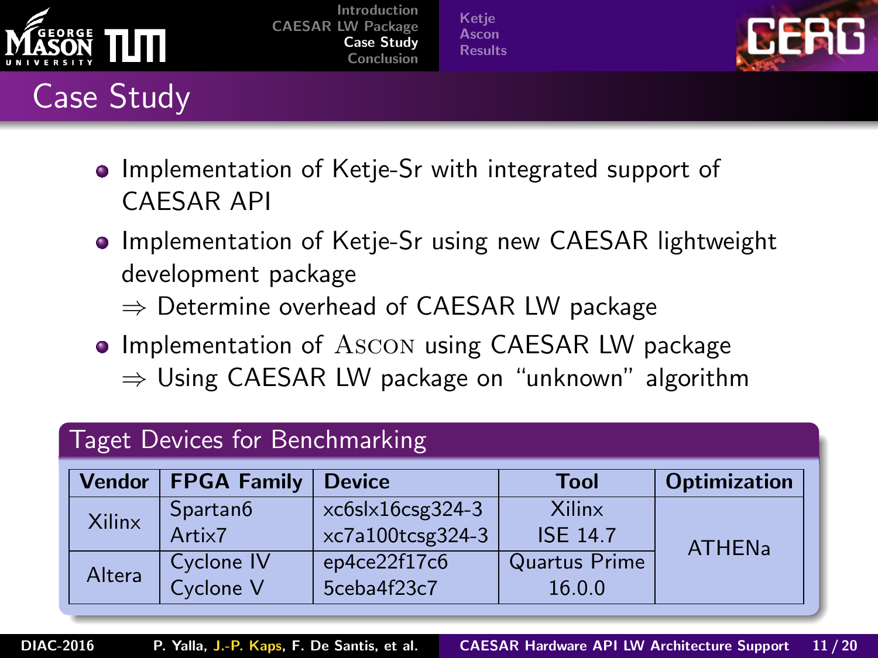# Case Study

- Implementation of Ketje-Sr with integrated support of CAESAR API
- Implementation of Ketje-Sr using new CAESAR lightweight development package
  $\Rightarrow$ Determine overhead of CAESAR LW package
- Implementation of ASCON using CAESAR LW package
  $\Rightarrow$ Using CAESAR LW package on “unknown” algorithm

## Taget Devices for Benchmarking

| Vendor | FPGA Family | Device | Tool | Optimization |
|---|---|---|---|---|
| Xilinx | Spartan6 | xc6slx16csg324-3 | Xilinx ISE 14.7 | ATHENa |
| | Artix7 | xc7a100tcsg324-3 | | |
| Altera | Cyclone IV | ep4ce22f17c6 | Quartus Prime 16.0.0 | |
| | Cyclone V | 5ceba4f23c7 | | |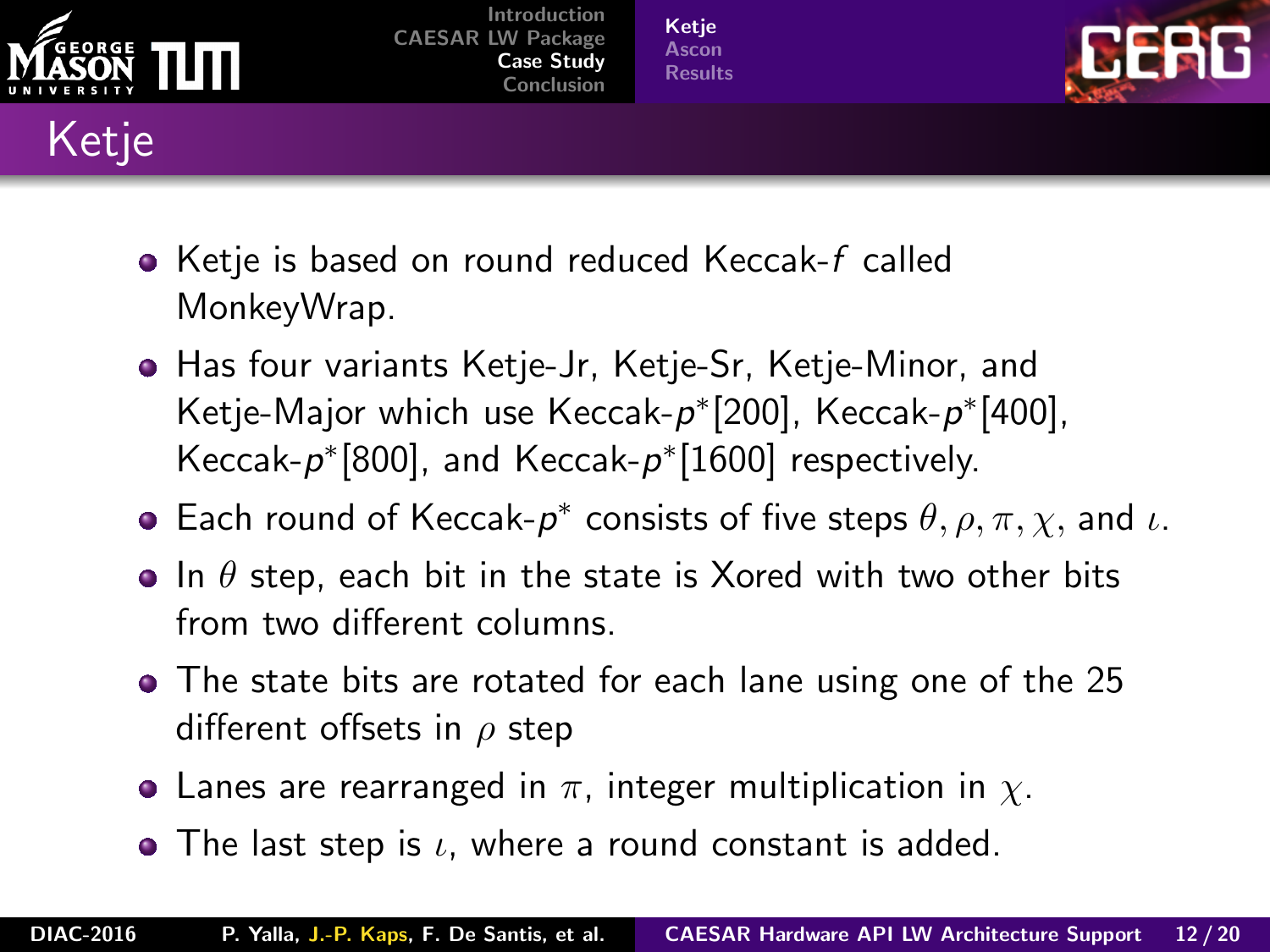# Ketje

- Ketje is based on round reduced Keccak-$f$ called MonkeyWrap.
- Has four variants Ketje-Jr, Ketje-Sr, Ketje-Minor, and Ketje-Major which use Keccak-$p^*$[200], Keccak-$p^*$[400], Keccak-$p^*$[800], and Keccak-$p^*$[1600] respectively.
- Each round of Keccak-$p^*$ consists of five steps $\theta, \rho, \pi, \chi$, and $\iota$.
- In $\theta$ step, each bit in the state is Xored with two other bits from two different columns.
- The state bits are rotated for each lane using one of the 25 different offsets in $\rho$ step
- Lanes are rearranged in $\pi$, integer multiplication in $\chi$.
- The last step is $\iota$, where a round constant is added.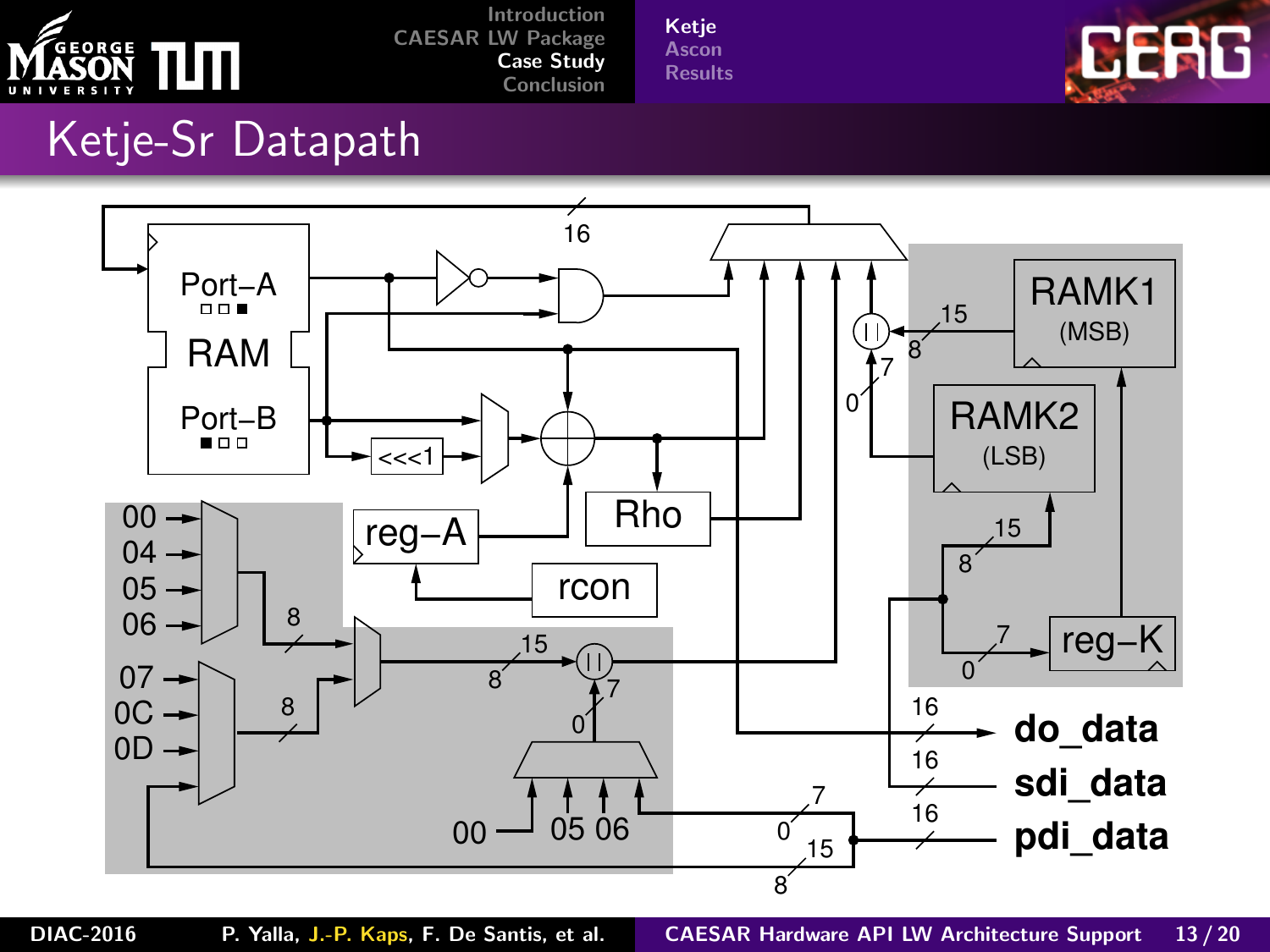# Ketje-Sr Datapath

Port–A

RAM

Port–B

<<<1

reg–A

rcon

Rho

RAMK1 (MSB)

RAMK2 (LSB)

reg–K

00
04
05
06

07
0C
0D

00 05 06

**do_data**

**sdi_data**

**pdi_data**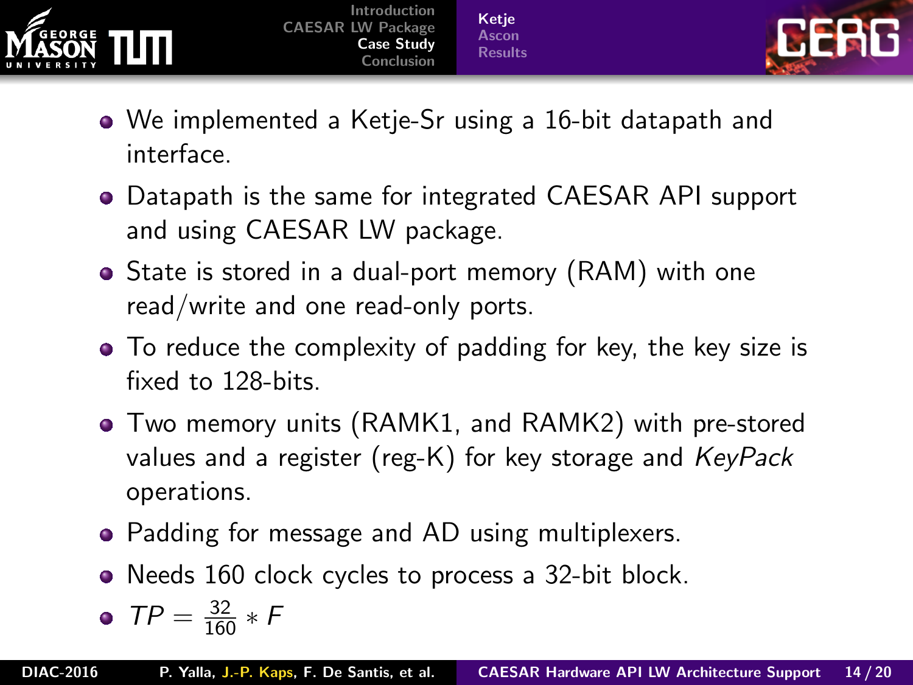- We implemented a Ketje-Sr using a 16-bit datapath and interface.
- Datapath is the same for integrated CAESAR API support and using CAESAR LW package.
- State is stored in a dual-port memory (RAM) with one read/write and one read-only ports.
- To reduce the complexity of padding for key, the key size is fixed to 128-bits.
- Two memory units (RAMK1, and RAMK2) with pre-stored values and a register (reg-K) for key storage and *KeyPack* operations.
- Padding for message and AD using multiplexers.
- Needs 160 clock cycles to process a 32-bit block.
- $TP = \frac{32}{160} * F$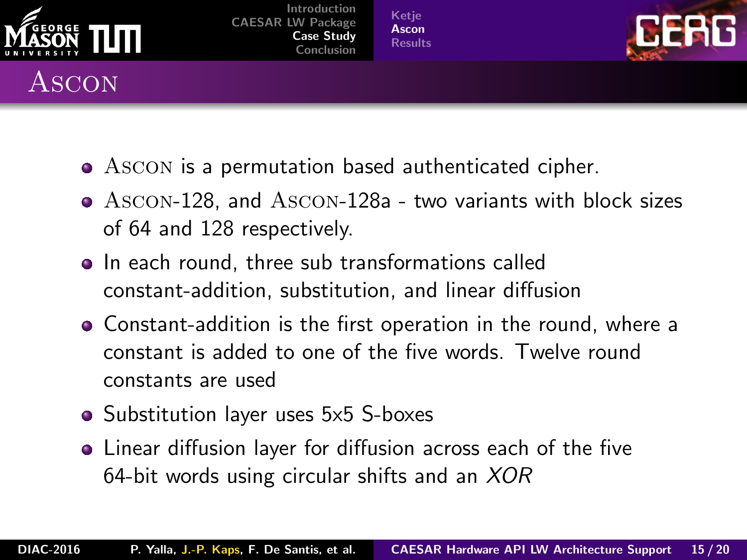# Ascon

- Ascon is a permutation based authenticated cipher.
- Ascon-128, and Ascon-128a - two variants with block sizes of 64 and 128 respectively.
- In each round, three sub transformations called constant-addition, substitution, and linear diffusion
- Constant-addition is the first operation in the round, where a constant is added to one of the five words. Twelve round constants are used
- Substitution layer uses 5x5 S-boxes
- Linear diffusion layer for diffusion across each of the five 64-bit words using circular shifts and an *XOR*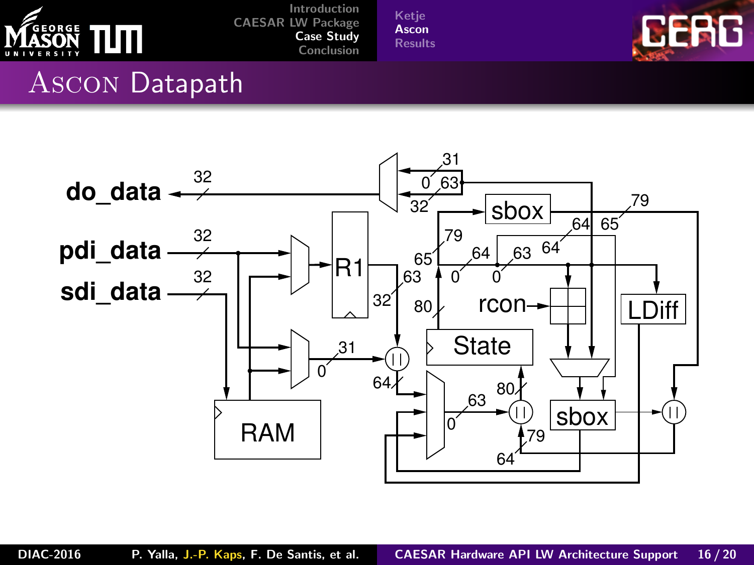# Ascon Datapath

do_data
pdi_data
sdi_data
R1
RAM
State
sbox
sbox
rcon
LDiff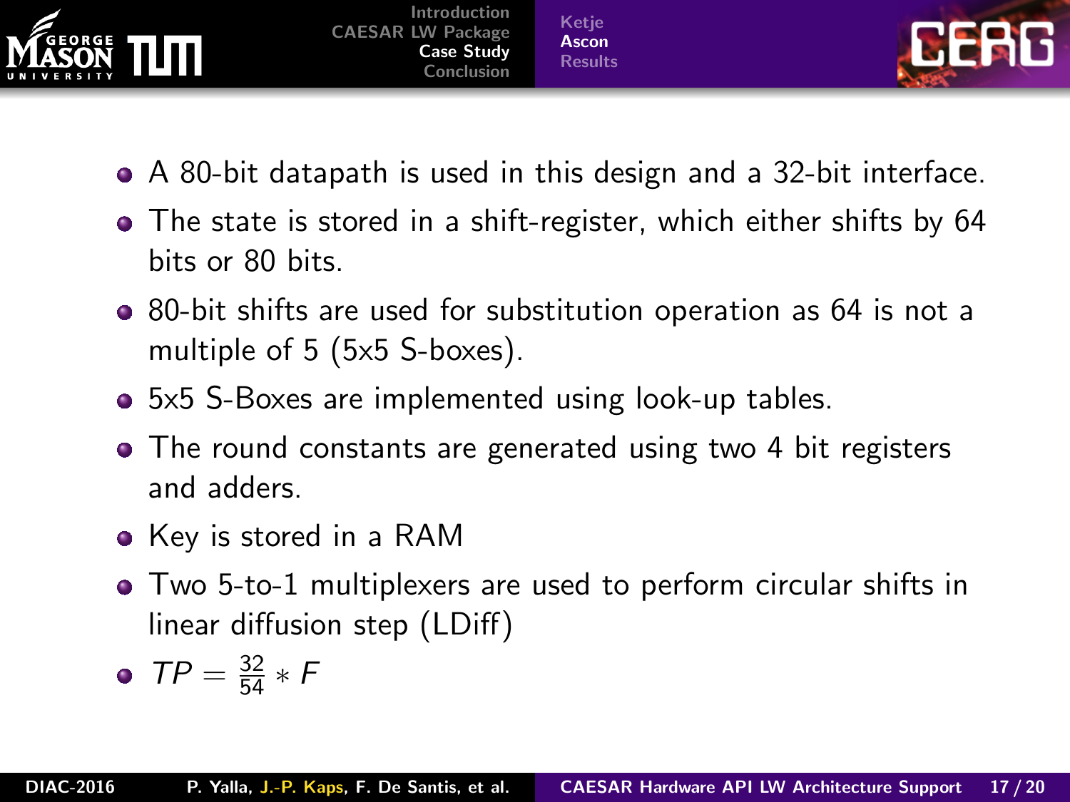- A 80-bit datapath is used in this design and a 32-bit interface.
- The state is stored in a shift-register, which either shifts by 64 bits or 80 bits.
- 80-bit shifts are used for substitution operation as 64 is not a multiple of 5 (5x5 S-boxes).
- 5x5 S-Boxes are implemented using look-up tables.
- The round constants are generated using two 4 bit registers and adders.
- Key is stored in a RAM
- Two 5-to-1 multiplexers are used to perform circular shifts in linear diffusion step (LDiff)
- $TP = \frac{32}{54} * F$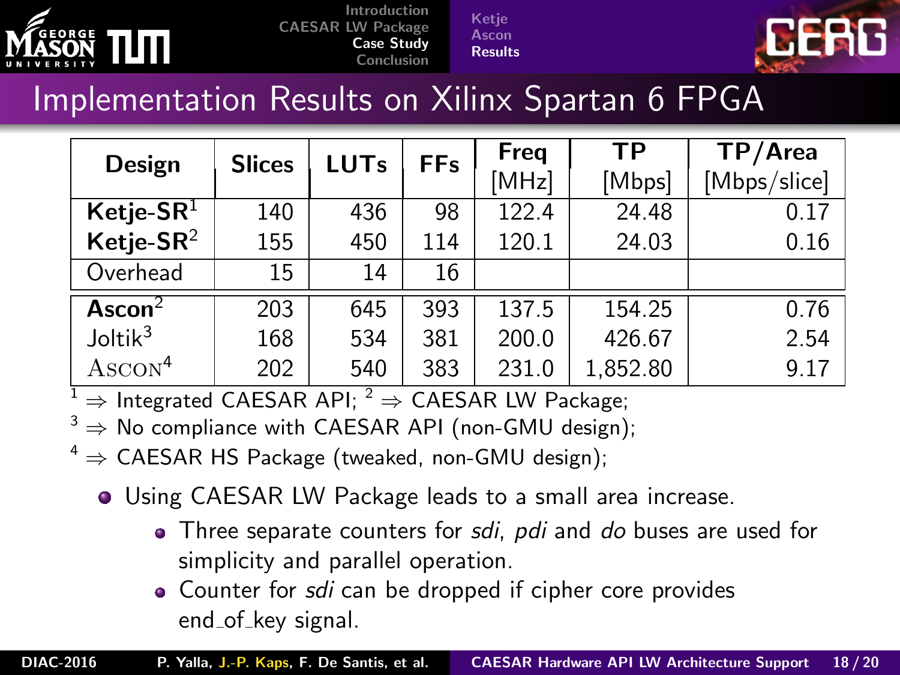# Implementation Results on Xilinx Spartan 6 FPGA

| Design | Slices | LUTs | FFs | Freq [MHz] | TP [Mbps] | TP/Area [Mbps/slice] |
|---|---|---|---|---|---|---|
| **Ketje-SR**[1] | 140 | 436 | 98 | 122.4 | 24.48 | 0.17 |
| **Ketje-SR**[2] | 155 | 450 | 114 | 120.1 | 24.03 | 0.16 |
| Overhead | 15 | 14 | 16 | | | |
| **Ascon**[2] | 203 | 645 | 393 | 137.5 | 154.25 | 0.76 |
| Joltik[3] | 168 | 534 | 381 | 200.0 | 426.67 | 2.54 |
| ASCON[4] | 202 | 540 | 383 | 231.0 | 1,852.80 | 9.17 |

[1] ⇒ Integrated CAESAR API; [2] ⇒ CAESAR LW Package;
[3] ⇒ No compliance with CAESAR API (non-GMU design);
[4] ⇒ CAESAR HS Package (tweaked, non-GMU design);

- Using CAESAR LW Package leads to a small area increase.
  - Three separate counters for *sdi*, *pdi* and *do* buses are used for simplicity and parallel operation.
  - Counter for *sdi* can be dropped if cipher core provides end_of_key signal.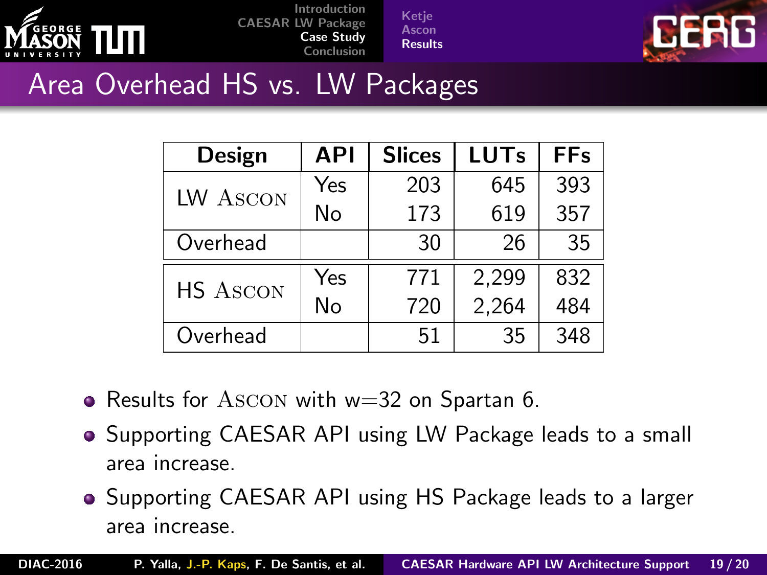# Area Overhead HS vs. LW Packages

| Design | API | Slices | LUTs | FFs |
|---|---|---|---|---|
| LW ASCON | Yes | 203 | 645 | 393 |
| | No | 173 | 619 | 357 |
| Overhead | | 30 | 26 | 35 |
| HS ASCON | Yes | 771 | 2,299 | 832 |
| | No | 720 | 2,264 | 484 |
| Overhead | | 51 | 35 | 348 |

- Results for ASCON with w=32 on Spartan 6.
- Supporting CAESAR API using LW Package leads to a small area increase.
- Supporting CAESAR API using HS Package leads to a larger area increase.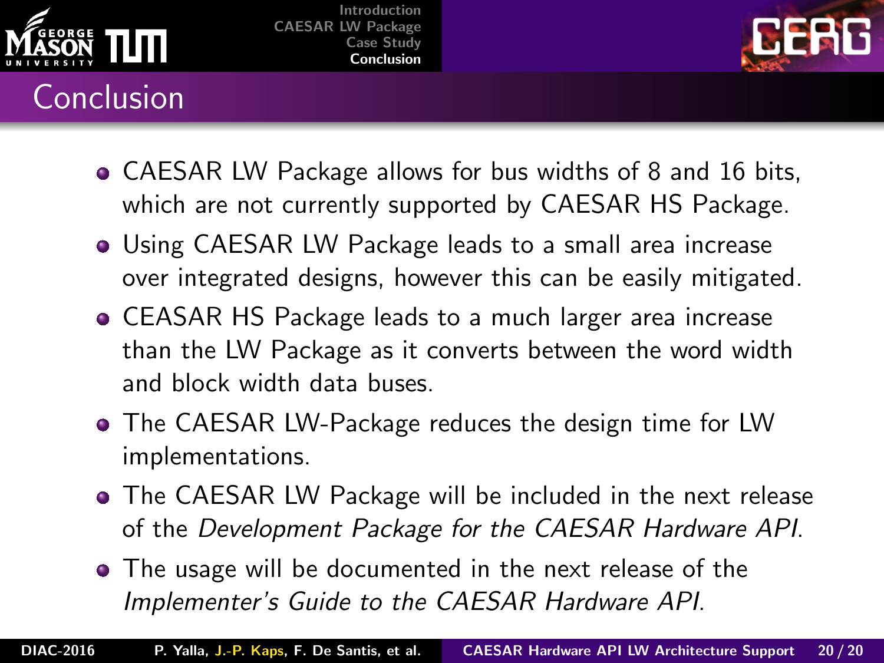# Conclusion

- CAESAR LW Package allows for bus widths of 8 and 16 bits, which are not currently supported by CAESAR HS Package.
- Using CAESAR LW Package leads to a small area increase over integrated designs, however this can be easily mitigated.
- CEASAR HS Package leads to a much larger area increase than the LW Package as it converts between the word width and block width data buses.
- The CAESAR LW-Package reduces the design time for LW implementations.
- The CAESAR LW Package will be included in the next release of the *Development Package for the CAESAR Hardware API*.
- The usage will be documented in the next release of the *Implementer's Guide to the CAESAR Hardware API*.